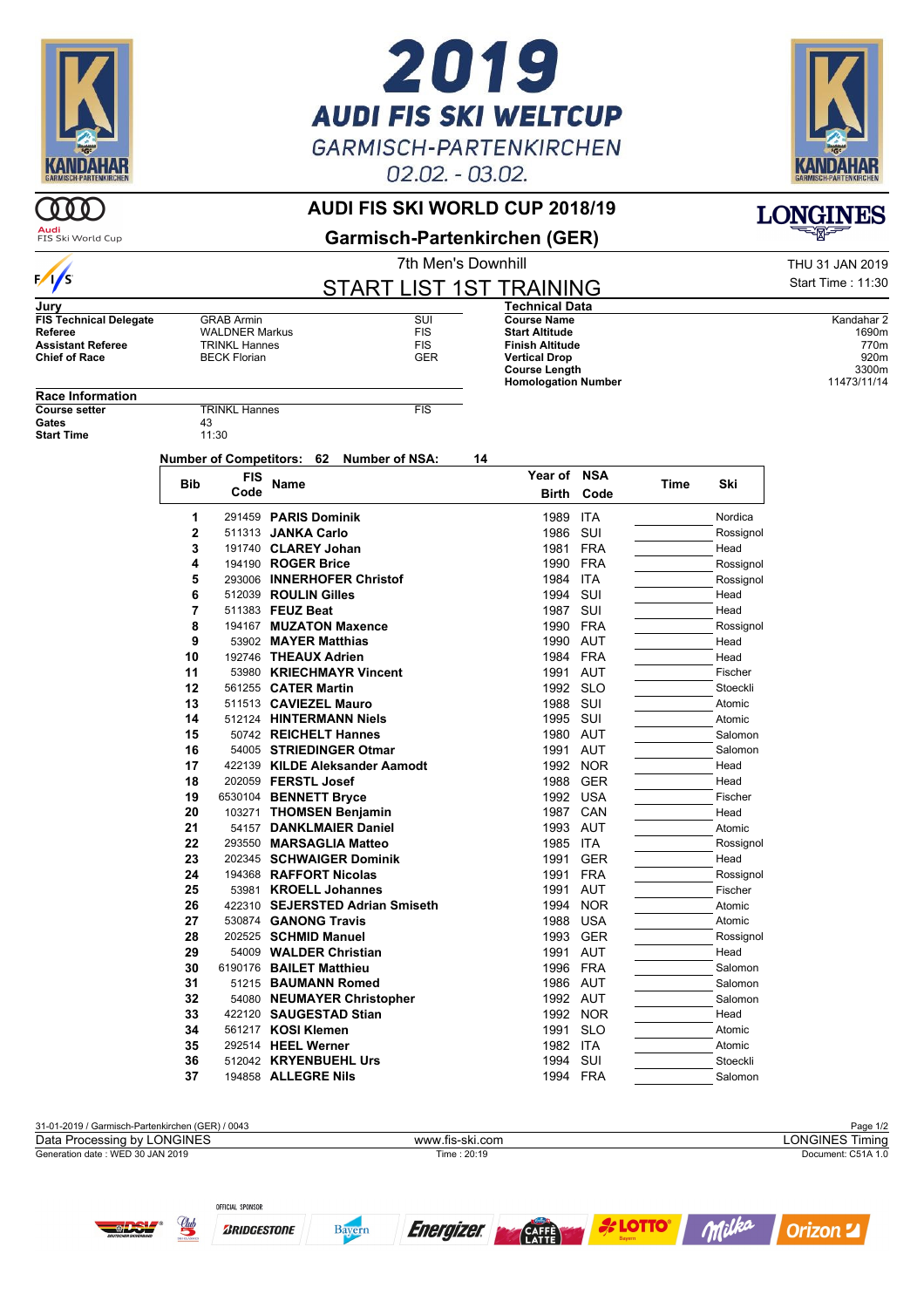# 2019 AUDI FIS SKI WELTCUP

GARMISCH-PARTENKIRCHEN

02.02. - 03.02.

## AUDI FIS SKI WORLD CUP 2018/19

### Garmisch-Partenkirchen (GER)

7th Men's Downhill

THU 31 JAN 2019

Start Time : 11:30

## START LIST 1ST TRAINING

**Jury**

| | | |
|---|---|---|
| **FIS Technical Delegate** | GRAB Armin | SUI |
| **Referee** | WALDNER Markus | FIS |
| **Assistant Referee** | TRINKL Hannes | FIS |
| **Chief of Race** | BECK Florian | GER |

**Technical Data**

| | |
|---|---|
| **Course Name** | Kandahar 2 |
| **Start Altitude** | 1690m |
| **Finish Altitude** | 770m |
| **Vertical Drop** | 920m |
| **Course Length** | 3300m |
| **Homologation Number** | 11473/11/14 |

**Race Information**

| | | |
|---|---|---|
| **Course setter** | TRINKL Hannes | FIS |
| **Gates** | 43 | |
| **Start Time** | 11:30 | |

**Number of Competitors: 62 Number of NSA: 14**

| Bib | FIS Code | Name | Year of Birth | NSA Code | Time | Ski |
|---|---|---|---|---|---|---|
| 1 | 291459 | **PARIS Dominik** | 1989 | ITA | | Nordica |
| 2 | 511313 | **JANKA Carlo** | 1986 | SUI | | Rossignol |
| 3 | 191740 | **CLAREY Johan** | 1981 | FRA | | Head |
| 4 | 194190 | **ROGER Brice** | 1990 | FRA | | Rossignol |
| 5 | 293006 | **INNERHOFER Christof** | 1984 | ITA | | Rossignol |
| 6 | 512039 | **ROULIN Gilles** | 1994 | SUI | | Head |
| 7 | 511383 | **FEUZ Beat** | 1987 | SUI | | Head |
| 8 | 194167 | **MUZATON Maxence** | 1990 | FRA | | Rossignol |
| 9 | 53902 | **MAYER Matthias** | 1990 | AUT | | Head |
| 10 | 192746 | **THEAUX Adrien** | 1984 | FRA | | Head |
| 11 | 53980 | **KRIECHMAYR Vincent** | 1991 | AUT | | Fischer |
| 12 | 561255 | **CATER Martin** | 1992 | SLO | | Stoeckli |
| 13 | 511513 | **CAVIEZEL Mauro** | 1988 | SUI | | Atomic |
| 14 | 512124 | **HINTERMANN Niels** | 1995 | SUI | | Atomic |
| 15 | 50742 | **REICHELT Hannes** | 1980 | AUT | | Salomon |
| 16 | 54005 | **STRIEDINGER Otmar** | 1991 | AUT | | Salomon |
| 17 | 422139 | **KILDE Aleksander Aamodt** | 1992 | NOR | | Head |
| 18 | 202059 | **FERSTL Josef** | 1988 | GER | | Head |
| 19 | 6530104 | **BENNETT Bryce** | 1992 | USA | | Fischer |
| 20 | 103271 | **THOMSEN Benjamin** | 1987 | CAN | | Head |
| 21 | 54157 | **DANKLMAIER Daniel** | 1993 | AUT | | Atomic |
| 22 | 293550 | **MARSAGLIA Matteo** | 1985 | ITA | | Rossignol |
| 23 | 202345 | **SCHWAIGER Dominik** | 1991 | GER | | Head |
| 24 | 194368 | **RAFFORT Nicolas** | 1991 | FRA | | Rossignol |
| 25 | 53981 | **KROELL Johannes** | 1991 | AUT | | Fischer |
| 26 | 422310 | **SEJERSTED Adrian Smiseth** | 1994 | NOR | | Atomic |
| 27 | 530874 | **GANONG Travis** | 1988 | USA | | Atomic |
| 28 | 202525 | **SCHMID Manuel** | 1993 | GER | | Rossignol |
| 29 | 54009 | **WALDER Christian** | 1991 | AUT | | Head |
| 30 | 6190176 | **BAILET Matthieu** | 1996 | FRA | | Salomon |
| 31 | 51215 | **BAUMANN Romed** | 1986 | AUT | | Salomon |
| 32 | 54080 | **NEUMAYER Christopher** | 1992 | AUT | | Salomon |
| 33 | 422120 | **SAUGESTAD Stian** | 1992 | NOR | | Head |
| 34 | 561217 | **KOSI Klemen** | 1991 | SLO | | Atomic |
| 35 | 292514 | **HEEL Werner** | 1982 | ITA | | Atomic |
| 36 | 512042 | **KRYENBUEHL Urs** | 1994 | SUI | | Stoeckli |
| 37 | 194858 | **ALLEGRE Nils** | 1994 | FRA | | Salomon |

31-01-2019 / Garmisch-Partenkirchen (GER) / 0043

Data Processing by LONGINES — www.fis-ski.com — LONGINES Timing

Generation date : WED 30 JAN 2019 — Time : 20:19 — Document: C51A 1.0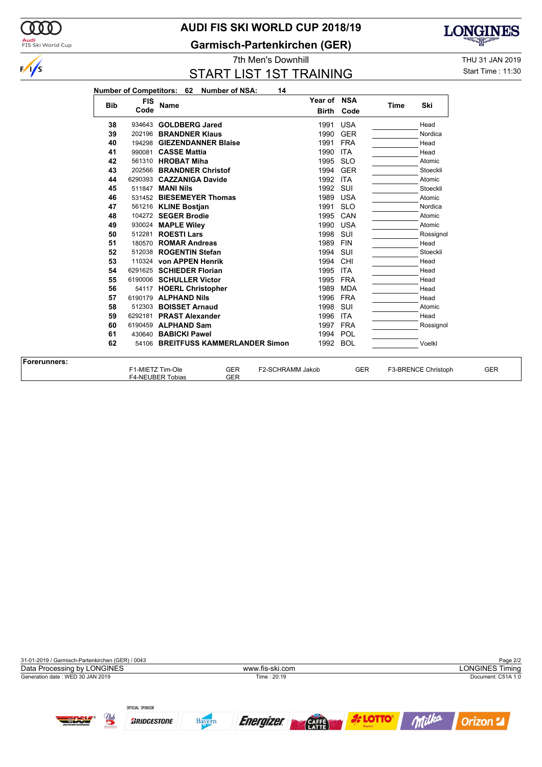# AUDI FIS SKI WORLD CUP 2018/19

## Garmisch-Partenkirchen (GER)

7th Men's Downhill

## START LIST 1ST TRAINING

THU 31 JAN 2019
Start Time : 11:30

**Number of Competitors: 62 Number of NSA: 14**

| Bib | FIS Code | Name | Year of Birth | NSA Code | Time | Ski |
|---|---|---|---|---|---|---|
| 38 | 934643 | GOLDBERG Jared | 1991 | USA | | Head |
| 39 | 202196 | BRANDNER Klaus | 1990 | GER | | Nordica |
| 40 | 194298 | GIEZENDANNER Blaise | 1991 | FRA | | Head |
| 41 | 990081 | CASSE Mattia | 1990 | ITA | | Head |
| 42 | 561310 | HROBAT Miha | 1995 | SLO | | Atomic |
| 43 | 202566 | BRANDNER Christof | 1994 | GER | | Stoeckli |
| 44 | 6290393 | CAZZANIGA Davide | 1992 | ITA | | Atomic |
| 45 | 511847 | MANI Nils | 1992 | SUI | | Stoeckli |
| 46 | 531452 | BIESEMEYER Thomas | 1989 | USA | | Atomic |
| 47 | 561216 | KLINE Bostjan | 1991 | SLO | | Nordica |
| 48 | 104272 | SEGER Brodie | 1995 | CAN | | Atomic |
| 49 | 930024 | MAPLE Wiley | 1990 | USA | | Atomic |
| 50 | 512281 | ROESTI Lars | 1998 | SUI | | Rossignol |
| 51 | 180570 | ROMAR Andreas | 1989 | FIN | | Head |
| 52 | 512038 | ROGENTIN Stefan | 1994 | SUI | | Stoeckli |
| 53 | 110324 | von APPEN Henrik | 1994 | CHI | | Head |
| 54 | 6291625 | SCHIEDER Florian | 1995 | ITA | | Head |
| 55 | 6190006 | SCHULLER Victor | 1995 | FRA | | Head |
| 56 | 54117 | HOERL Christopher | 1989 | MDA | | Head |
| 57 | 6190179 | ALPHAND Nils | 1996 | FRA | | Head |
| 58 | 512303 | BOISSET Arnaud | 1998 | SUI | | Atomic |
| 59 | 6292181 | PRAST Alexander | 1996 | ITA | | Head |
| 60 | 6190459 | ALPHAND Sam | 1997 | FRA | | Rossignol |
| 61 | 430640 | BABICKI Pawel | 1994 | POL | | |
| 62 | 54106 | BREITFUSS KAMMERLANDER Simon | 1992 | BOL | | Voelkl |

**Forerunners:**

| | | | | | |
|---|---|---|---|---|---|
| F1-MIETZ Tim-Ole | GER | F2-SCHRAMM Jakob | GER | F3-BRENCE Christoph | GER |
| F4-NEUBER Tobias | GER | | | | |

31-01-2019 / Garmisch-Partenkirchen (GER) / 0043
Data Processing by LONGINES — www.fis-ski.com — LONGINES Timing
Generation date : WED 30 JAN 2019 — Time : 20:19 — Document: C51A 1.0